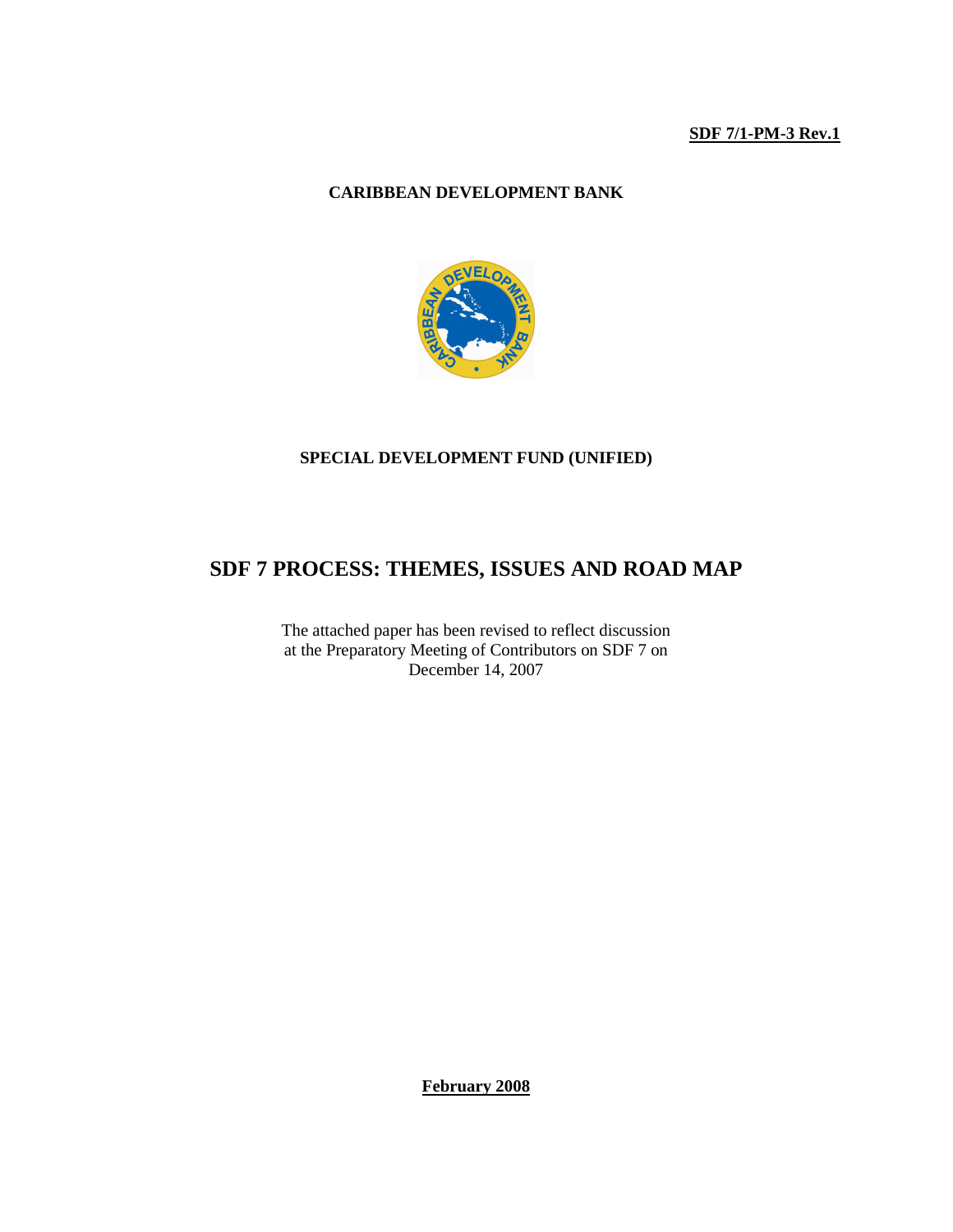**SDF 7/1-PM-3 Rev.1**

**CARIBBEAN DEVELOPMENT BANK**

**SPECIAL DEVELOPMENT FUND (UNIFIED)**

# SDF 7 PROCESS: THEMES, ISSUES AND ROAD MAP

The attached paper has been revised to reflect discussion at the Preparatory Meeting of Contributors on SDF 7 on December 14, 2007

**February 2008**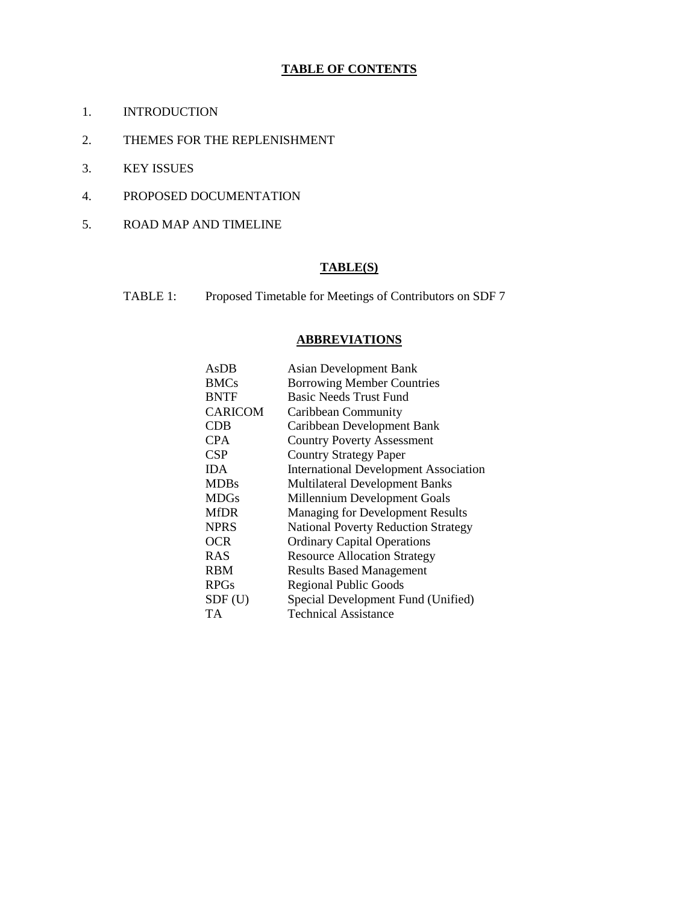## TABLE OF CONTENTS

1. INTRODUCTION
2. THEMES FOR THE REPLENISHMENT
3. KEY ISSUES
4. PROPOSED DOCUMENTATION
5. ROAD MAP AND TIMELINE

## TABLE(S)

TABLE 1: Proposed Timetable for Meetings of Contributors on SDF 7

## ABBREVIATIONS

| | |
|---|---|
| AsDB | Asian Development Bank |
| BMCs | Borrowing Member Countries |
| BNTF | Basic Needs Trust Fund |
| CARICOM | Caribbean Community |
| CDB | Caribbean Development Bank |
| CPA | Country Poverty Assessment |
| CSP | Country Strategy Paper |
| IDA | International Development Association |
| MDBs | Multilateral Development Banks |
| MDGs | Millennium Development Goals |
| MfDR | Managing for Development Results |
| NPRS | National Poverty Reduction Strategy |
| OCR | Ordinary Capital Operations |
| RAS | Resource Allocation Strategy |
| RBM | Results Based Management |
| RPGs | Regional Public Goods |
| SDF (U) | Special Development Fund (Unified) |
| TA | Technical Assistance |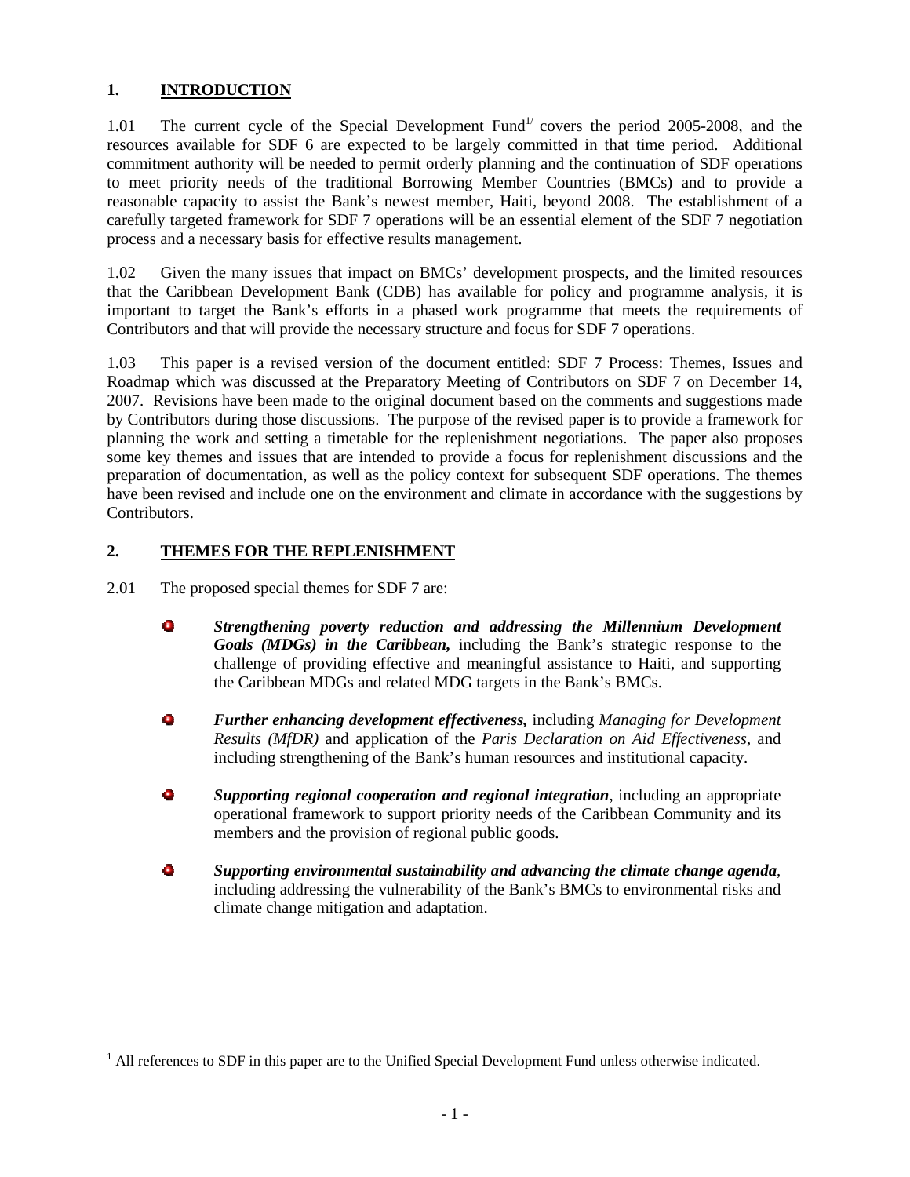## 1. INTRODUCTION

1.01 The current cycle of the Special Development Fund[1/] covers the period 2005-2008, and the resources available for SDF 6 are expected to be largely committed in that time period. Additional commitment authority will be needed to permit orderly planning and the continuation of SDF operations to meet priority needs of the traditional Borrowing Member Countries (BMCs) and to provide a reasonable capacity to assist the Bank's newest member, Haiti, beyond 2008. The establishment of a carefully targeted framework for SDF 7 operations will be an essential element of the SDF 7 negotiation process and a necessary basis for effective results management.

1.02 Given the many issues that impact on BMCs' development prospects, and the limited resources that the Caribbean Development Bank (CDB) has available for policy and programme analysis, it is important to target the Bank's efforts in a phased work programme that meets the requirements of Contributors and that will provide the necessary structure and focus for SDF 7 operations.

1.03 This paper is a revised version of the document entitled: SDF 7 Process: Themes, Issues and Roadmap which was discussed at the Preparatory Meeting of Contributors on SDF 7 on December 14, 2007. Revisions have been made to the original document based on the comments and suggestions made by Contributors during those discussions. The purpose of the revised paper is to provide a framework for planning the work and setting a timetable for the replenishment negotiations. The paper also proposes some key themes and issues that are intended to provide a focus for replenishment discussions and the preparation of documentation, as well as the policy context for subsequent SDF operations. The themes have been revised and include one on the environment and climate in accordance with the suggestions by Contributors.

## 2. THEMES FOR THE REPLENISHMENT

2.01 The proposed special themes for SDF 7 are:

- ***Strengthening poverty reduction and addressing the Millennium Development Goals (MDGs) in the Caribbean,*** including the Bank's strategic response to the challenge of providing effective and meaningful assistance to Haiti, and supporting the Caribbean MDGs and related MDG targets in the Bank's BMCs.

- ***Further enhancing development effectiveness,*** including *Managing for Development Results (MfDR)* and application of the *Paris Declaration on Aid Effectiveness*, and including strengthening of the Bank's human resources and institutional capacity.

- ***Supporting regional cooperation and regional integration***, including an appropriate operational framework to support priority needs of the Caribbean Community and its members and the provision of regional public goods.

- ***Supporting environmental sustainability and advancing the climate change agenda***, including addressing the vulnerability of the Bank's BMCs to environmental risks and climate change mitigation and adaptation.

[1] All references to SDF in this paper are to the Unified Special Development Fund unless otherwise indicated.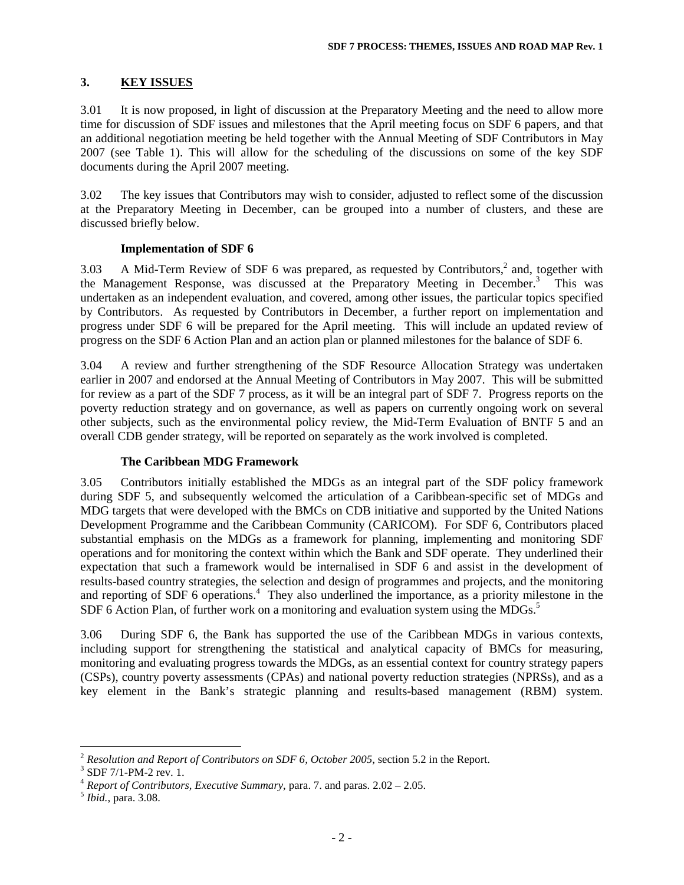## 3. KEY ISSUES

3.01 It is now proposed, in light of discussion at the Preparatory Meeting and the need to allow more time for discussion of SDF issues and milestones that the April meeting focus on SDF 6 papers, and that an additional negotiation meeting be held together with the Annual Meeting of SDF Contributors in May 2007 (see Table 1). This will allow for the scheduling of the discussions on some of the key SDF documents during the April 2007 meeting.

3.02 The key issues that Contributors may wish to consider, adjusted to reflect some of the discussion at the Preparatory Meeting in December, can be grouped into a number of clusters, and these are discussed briefly below.

### Implementation of SDF 6

3.03 A Mid-Term Review of SDF 6 was prepared, as requested by Contributors,[2] and, together with the Management Response, was discussed at the Preparatory Meeting in December.[3] This was undertaken as an independent evaluation, and covered, among other issues, the particular topics specified by Contributors. As requested by Contributors in December, a further report on implementation and progress under SDF 6 will be prepared for the April meeting. This will include an updated review of progress on the SDF 6 Action Plan and an action plan or planned milestones for the balance of SDF 6.

3.04 A review and further strengthening of the SDF Resource Allocation Strategy was undertaken earlier in 2007 and endorsed at the Annual Meeting of Contributors in May 2007. This will be submitted for review as a part of the SDF 7 process, as it will be an integral part of SDF 7. Progress reports on the poverty reduction strategy and on governance, as well as papers on currently ongoing work on several other subjects, such as the environmental policy review, the Mid-Term Evaluation of BNTF 5 and an overall CDB gender strategy, will be reported on separately as the work involved is completed.

### The Caribbean MDG Framework

3.05 Contributors initially established the MDGs as an integral part of the SDF policy framework during SDF 5, and subsequently welcomed the articulation of a Caribbean-specific set of MDGs and MDG targets that were developed with the BMCs on CDB initiative and supported by the United Nations Development Programme and the Caribbean Community (CARICOM). For SDF 6, Contributors placed substantial emphasis on the MDGs as a framework for planning, implementing and monitoring SDF operations and for monitoring the context within which the Bank and SDF operate. They underlined their expectation that such a framework would be internalised in SDF 6 and assist in the development of results-based country strategies, the selection and design of programmes and projects, and the monitoring and reporting of SDF 6 operations.[4] They also underlined the importance, as a priority milestone in the SDF 6 Action Plan, of further work on a monitoring and evaluation system using the MDGs.[5]

3.06 During SDF 6, the Bank has supported the use of the Caribbean MDGs in various contexts, including support for strengthening the statistical and analytical capacity of BMCs for measuring, monitoring and evaluating progress towards the MDGs, as an essential context for country strategy papers (CSPs), country poverty assessments (CPAs) and national poverty reduction strategies (NPRSs), and as a key element in the Bank's strategic planning and results-based management (RBM) system.

---

[2] *Resolution and Report of Contributors on SDF 6, October 2005*, section 5.2 in the Report.

[3] SDF 7/1-PM-2 rev. 1.

[4] *Report of Contributors, Executive Summary*, para. 7. and paras. 2.02 – 2.05.

[5] *Ibid.*, para. 3.08.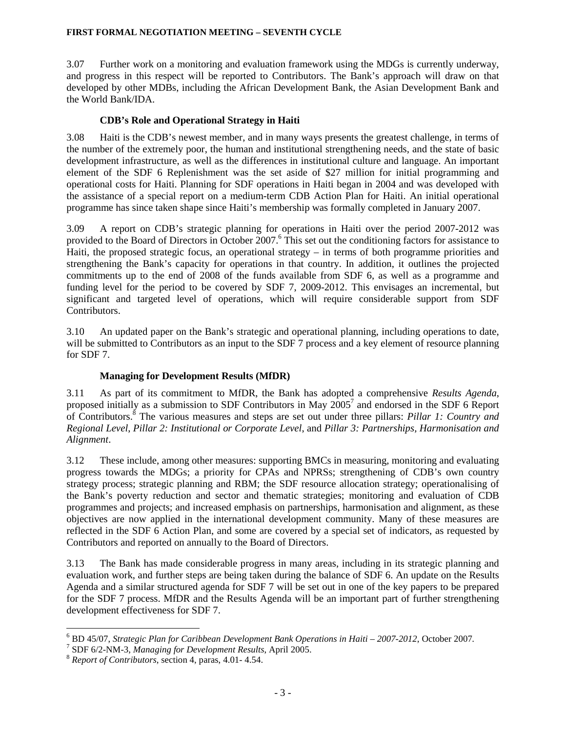3.07 Further work on a monitoring and evaluation framework using the MDGs is currently underway, and progress in this respect will be reported to Contributors. The Bank's approach will draw on that developed by other MDBs, including the African Development Bank, the Asian Development Bank and the World Bank/IDA.

### CDB's Role and Operational Strategy in Haiti

3.08 Haiti is the CDB's newest member, and in many ways presents the greatest challenge, in terms of the number of the extremely poor, the human and institutional strengthening needs, and the state of basic development infrastructure, as well as the differences in institutional culture and language. An important element of the SDF 6 Replenishment was the set aside of $27 million for initial programming and operational costs for Haiti. Planning for SDF operations in Haiti began in 2004 and was developed with the assistance of a special report on a medium-term CDB Action Plan for Haiti. An initial operational programme has since taken shape since Haiti's membership was formally completed in January 2007.

3.09 A report on CDB's strategic planning for operations in Haiti over the period 2007-2012 was provided to the Board of Directors in October 2007.[6] This set out the conditioning factors for assistance to Haiti, the proposed strategic focus, an operational strategy – in terms of both programme priorities and strengthening the Bank's capacity for operations in that country. In addition, it outlines the projected commitments up to the end of 2008 of the funds available from SDF 6, as well as a programme and funding level for the period to be covered by SDF 7, 2009-2012. This envisages an incremental, but significant and targeted level of operations, which will require considerable support from SDF Contributors.

3.10 An updated paper on the Bank's strategic and operational planning, including operations to date, will be submitted to Contributors as an input to the SDF 7 process and a key element of resource planning for SDF 7.

### Managing for Development Results (MfDR)

3.11 As part of its commitment to MfDR, the Bank has adopted a comprehensive *Results Agenda*, proposed initially as a submission to SDF Contributors in May 2005[7] and endorsed in the SDF 6 Report of Contributors.[8] The various measures and steps are set out under three pillars: *Pillar 1: Country and Regional Level*, *Pillar 2: Institutional or Corporate Level*, and *Pillar 3: Partnerships, Harmonisation and Alignment*.

3.12 These include, among other measures: supporting BMCs in measuring, monitoring and evaluating progress towards the MDGs; a priority for CPAs and NPRSs; strengthening of CDB's own country strategy process; strategic planning and RBM; the SDF resource allocation strategy; operationalising of the Bank's poverty reduction and sector and thematic strategies; monitoring and evaluation of CDB programmes and projects; and increased emphasis on partnerships, harmonisation and alignment, as these objectives are now applied in the international development community. Many of these measures are reflected in the SDF 6 Action Plan, and some are covered by a special set of indicators, as requested by Contributors and reported on annually to the Board of Directors.

3.13 The Bank has made considerable progress in many areas, including in its strategic planning and evaluation work, and further steps are being taken during the balance of SDF 6. An update on the Results Agenda and a similar structured agenda for SDF 7 will be set out in one of the key papers to be prepared for the SDF 7 process. MfDR and the Results Agenda will be an important part of further strengthening development effectiveness for SDF 7.

---

[6] BD 45/07, *Strategic Plan for Caribbean Development Bank Operations in Haiti – 2007-2012*, October 2007.

[7] SDF 6/2-NM-3, *Managing for Development Results*, April 2005.

[8] *Report of Contributors*, section 4, paras, 4.01- 4.54.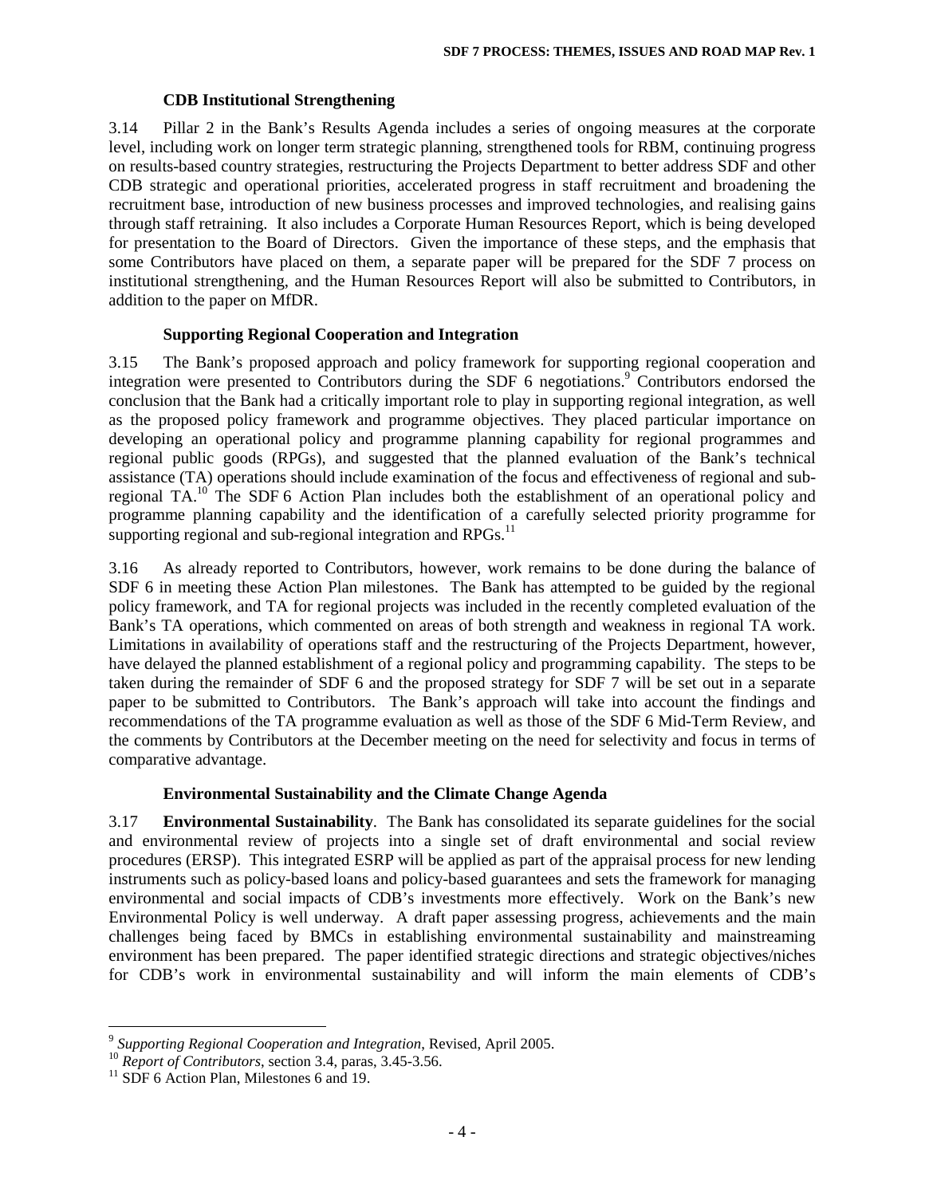### CDB Institutional Strengthening

3.14 Pillar 2 in the Bank's Results Agenda includes a series of ongoing measures at the corporate level, including work on longer term strategic planning, strengthened tools for RBM, continuing progress on results-based country strategies, restructuring the Projects Department to better address SDF and other CDB strategic and operational priorities, accelerated progress in staff recruitment and broadening the recruitment base, introduction of new business processes and improved technologies, and realising gains through staff retraining. It also includes a Corporate Human Resources Report, which is being developed for presentation to the Board of Directors. Given the importance of these steps, and the emphasis that some Contributors have placed on them, a separate paper will be prepared for the SDF 7 process on institutional strengthening, and the Human Resources Report will also be submitted to Contributors, in addition to the paper on MfDR.

### Supporting Regional Cooperation and Integration

3.15 The Bank's proposed approach and policy framework for supporting regional cooperation and integration were presented to Contributors during the SDF 6 negotiations.[9] Contributors endorsed the conclusion that the Bank had a critically important role to play in supporting regional integration, as well as the proposed policy framework and programme objectives. They placed particular importance on developing an operational policy and programme planning capability for regional programmes and regional public goods (RPGs), and suggested that the planned evaluation of the Bank's technical assistance (TA) operations should include examination of the focus and effectiveness of regional and sub-regional TA.[10] The SDF 6 Action Plan includes both the establishment of an operational policy and programme planning capability and the identification of a carefully selected priority programme for supporting regional and sub-regional integration and RPGs.[11]

3.16 As already reported to Contributors, however, work remains to be done during the balance of SDF 6 in meeting these Action Plan milestones. The Bank has attempted to be guided by the regional policy framework, and TA for regional projects was included in the recently completed evaluation of the Bank's TA operations, which commented on areas of both strength and weakness in regional TA work. Limitations in availability of operations staff and the restructuring of the Projects Department, however, have delayed the planned establishment of a regional policy and programming capability. The steps to be taken during the remainder of SDF 6 and the proposed strategy for SDF 7 will be set out in a separate paper to be submitted to Contributors. The Bank's approach will take into account the findings and recommendations of the TA programme evaluation as well as those of the SDF 6 Mid-Term Review, and the comments by Contributors at the December meeting on the need for selectivity and focus in terms of comparative advantage.

### Environmental Sustainability and the Climate Change Agenda

3.17 **Environmental Sustainability**. The Bank has consolidated its separate guidelines for the social and environmental review of projects into a single set of draft environmental and social review procedures (ERSP). This integrated ESRP will be applied as part of the appraisal process for new lending instruments such as policy-based loans and policy-based guarantees and sets the framework for managing environmental and social impacts of CDB's investments more effectively. Work on the Bank's new Environmental Policy is well underway. A draft paper assessing progress, achievements and the main challenges being faced by BMCs in establishing environmental sustainability and mainstreaming environment has been prepared. The paper identified strategic directions and strategic objectives/niches for CDB's work in environmental sustainability and will inform the main elements of CDB's

---

[9] *Supporting Regional Cooperation and Integration*, Revised, April 2005.

[10] *Report of Contributors*, section 3.4, paras, 3.45-3.56.

[11] SDF 6 Action Plan, Milestones 6 and 19.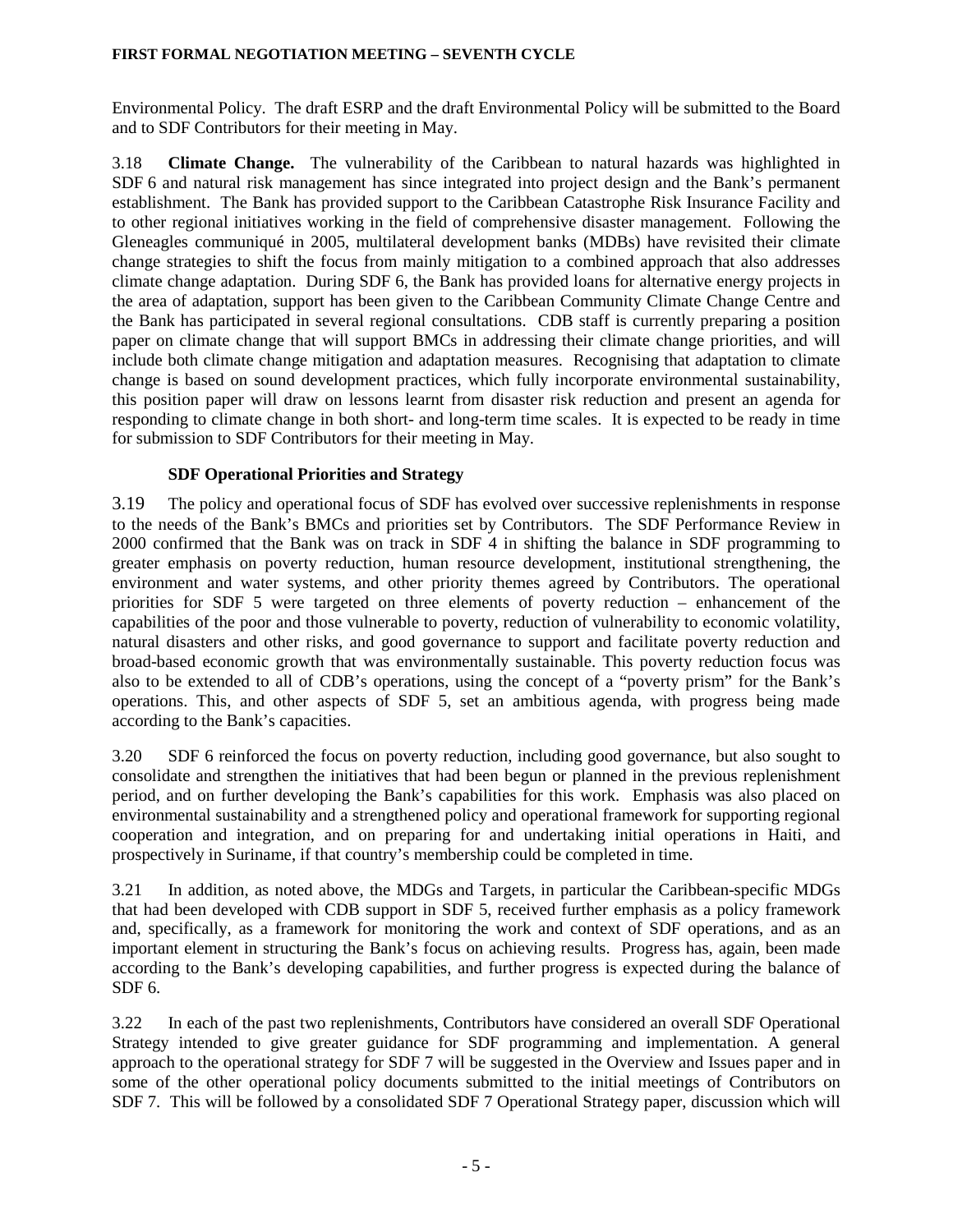Environmental Policy. The draft ESRP and the draft Environmental Policy will be submitted to the Board and to SDF Contributors for their meeting in May.

3.18 **Climate Change.** The vulnerability of the Caribbean to natural hazards was highlighted in SDF 6 and natural risk management has since integrated into project design and the Bank's permanent establishment. The Bank has provided support to the Caribbean Catastrophe Risk Insurance Facility and to other regional initiatives working in the field of comprehensive disaster management. Following the Gleneagles communiqué in 2005, multilateral development banks (MDBs) have revisited their climate change strategies to shift the focus from mainly mitigation to a combined approach that also addresses climate change adaptation. During SDF 6, the Bank has provided loans for alternative energy projects in the area of adaptation, support has been given to the Caribbean Community Climate Change Centre and the Bank has participated in several regional consultations. CDB staff is currently preparing a position paper on climate change that will support BMCs in addressing their climate change priorities, and will include both climate change mitigation and adaptation measures. Recognising that adaptation to climate change is based on sound development practices, which fully incorporate environmental sustainability, this position paper will draw on lessons learnt from disaster risk reduction and present an agenda for responding to climate change in both short- and long-term time scales. It is expected to be ready in time for submission to SDF Contributors for their meeting in May.

**SDF Operational Priorities and Strategy**

3.19 The policy and operational focus of SDF has evolved over successive replenishments in response to the needs of the Bank's BMCs and priorities set by Contributors. The SDF Performance Review in 2000 confirmed that the Bank was on track in SDF 4 in shifting the balance in SDF programming to greater emphasis on poverty reduction, human resource development, institutional strengthening, the environment and water systems, and other priority themes agreed by Contributors. The operational priorities for SDF 5 were targeted on three elements of poverty reduction – enhancement of the capabilities of the poor and those vulnerable to poverty, reduction of vulnerability to economic volatility, natural disasters and other risks, and good governance to support and facilitate poverty reduction and broad-based economic growth that was environmentally sustainable. This poverty reduction focus was also to be extended to all of CDB's operations, using the concept of a "poverty prism" for the Bank's operations. This, and other aspects of SDF 5, set an ambitious agenda, with progress being made according to the Bank's capacities.

3.20 SDF 6 reinforced the focus on poverty reduction, including good governance, but also sought to consolidate and strengthen the initiatives that had been begun or planned in the previous replenishment period, and on further developing the Bank's capabilities for this work. Emphasis was also placed on environmental sustainability and a strengthened policy and operational framework for supporting regional cooperation and integration, and on preparing for and undertaking initial operations in Haiti, and prospectively in Suriname, if that country's membership could be completed in time.

3.21 In addition, as noted above, the MDGs and Targets, in particular the Caribbean-specific MDGs that had been developed with CDB support in SDF 5, received further emphasis as a policy framework and, specifically, as a framework for monitoring the work and context of SDF operations, and as an important element in structuring the Bank's focus on achieving results. Progress has, again, been made according to the Bank's developing capabilities, and further progress is expected during the balance of SDF 6.

3.22 In each of the past two replenishments, Contributors have considered an overall SDF Operational Strategy intended to give greater guidance for SDF programming and implementation. A general approach to the operational strategy for SDF 7 will be suggested in the Overview and Issues paper and in some of the other operational policy documents submitted to the initial meetings of Contributors on SDF 7. This will be followed by a consolidated SDF 7 Operational Strategy paper, discussion which will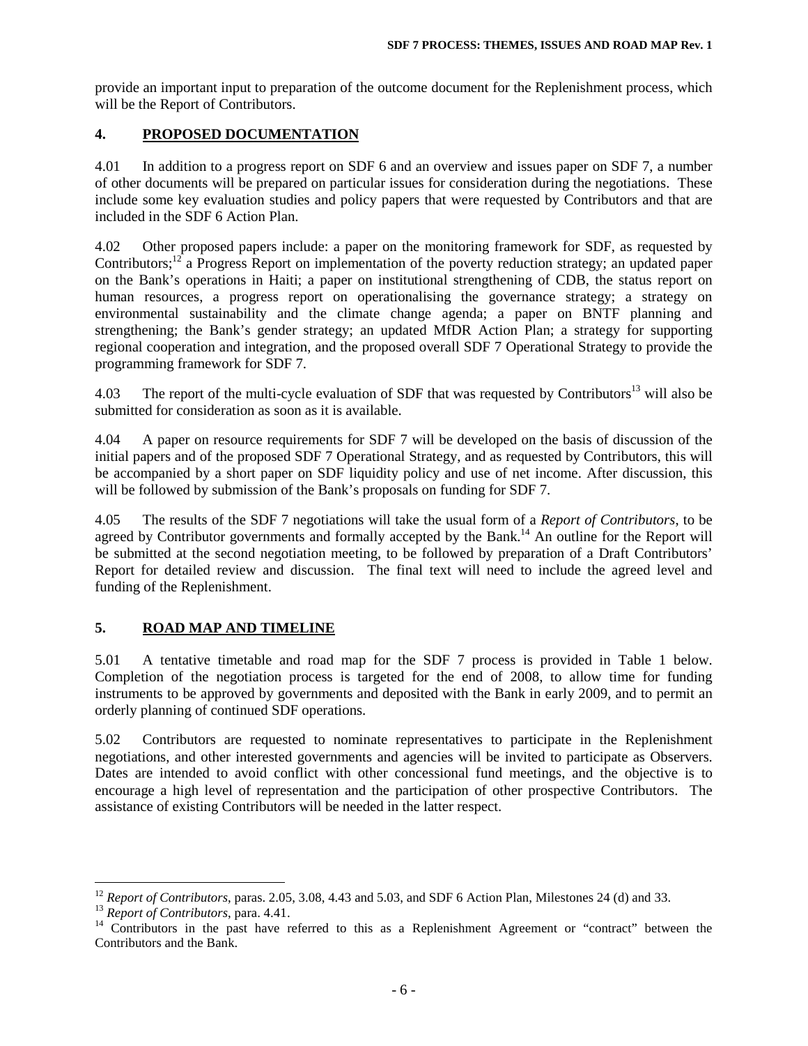provide an important input to preparation of the outcome document for the Replenishment process, which will be the Report of Contributors.

## 4. PROPOSED DOCUMENTATION

4.01 In addition to a progress report on SDF 6 and an overview and issues paper on SDF 7, a number of other documents will be prepared on particular issues for consideration during the negotiations. These include some key evaluation studies and policy papers that were requested by Contributors and that are included in the SDF 6 Action Plan.

4.02 Other proposed papers include: a paper on the monitoring framework for SDF, as requested by Contributors;[12] a Progress Report on implementation of the poverty reduction strategy; an updated paper on the Bank's operations in Haiti; a paper on institutional strengthening of CDB, the status report on human resources, a progress report on operationalising the governance strategy; a strategy on environmental sustainability and the climate change agenda; a paper on BNTF planning and strengthening; the Bank's gender strategy; an updated MfDR Action Plan; a strategy for supporting regional cooperation and integration, and the proposed overall SDF 7 Operational Strategy to provide the programming framework for SDF 7.

4.03 The report of the multi-cycle evaluation of SDF that was requested by Contributors[13] will also be submitted for consideration as soon as it is available.

4.04 A paper on resource requirements for SDF 7 will be developed on the basis of discussion of the initial papers and of the proposed SDF 7 Operational Strategy, and as requested by Contributors, this will be accompanied by a short paper on SDF liquidity policy and use of net income. After discussion, this will be followed by submission of the Bank's proposals on funding for SDF 7.

4.05 The results of the SDF 7 negotiations will take the usual form of a *Report of Contributors*, to be agreed by Contributor governments and formally accepted by the Bank.[14] An outline for the Report will be submitted at the second negotiation meeting, to be followed by preparation of a Draft Contributors' Report for detailed review and discussion. The final text will need to include the agreed level and funding of the Replenishment.

## 5. ROAD MAP AND TIMELINE

5.01 A tentative timetable and road map for the SDF 7 process is provided in Table 1 below. Completion of the negotiation process is targeted for the end of 2008, to allow time for funding instruments to be approved by governments and deposited with the Bank in early 2009, and to permit an orderly planning of continued SDF operations.

5.02 Contributors are requested to nominate representatives to participate in the Replenishment negotiations, and other interested governments and agencies will be invited to participate as Observers. Dates are intended to avoid conflict with other concessional fund meetings, and the objective is to encourage a high level of representation and the participation of other prospective Contributors. The assistance of existing Contributors will be needed in the latter respect.

---

[12] *Report of Contributors*, paras. 2.05, 3.08, 4.43 and 5.03, and SDF 6 Action Plan, Milestones 24 (d) and 33.

[13] *Report of Contributors*, para. 4.41.

[14] Contributors in the past have referred to this as a Replenishment Agreement or "contract" between the Contributors and the Bank.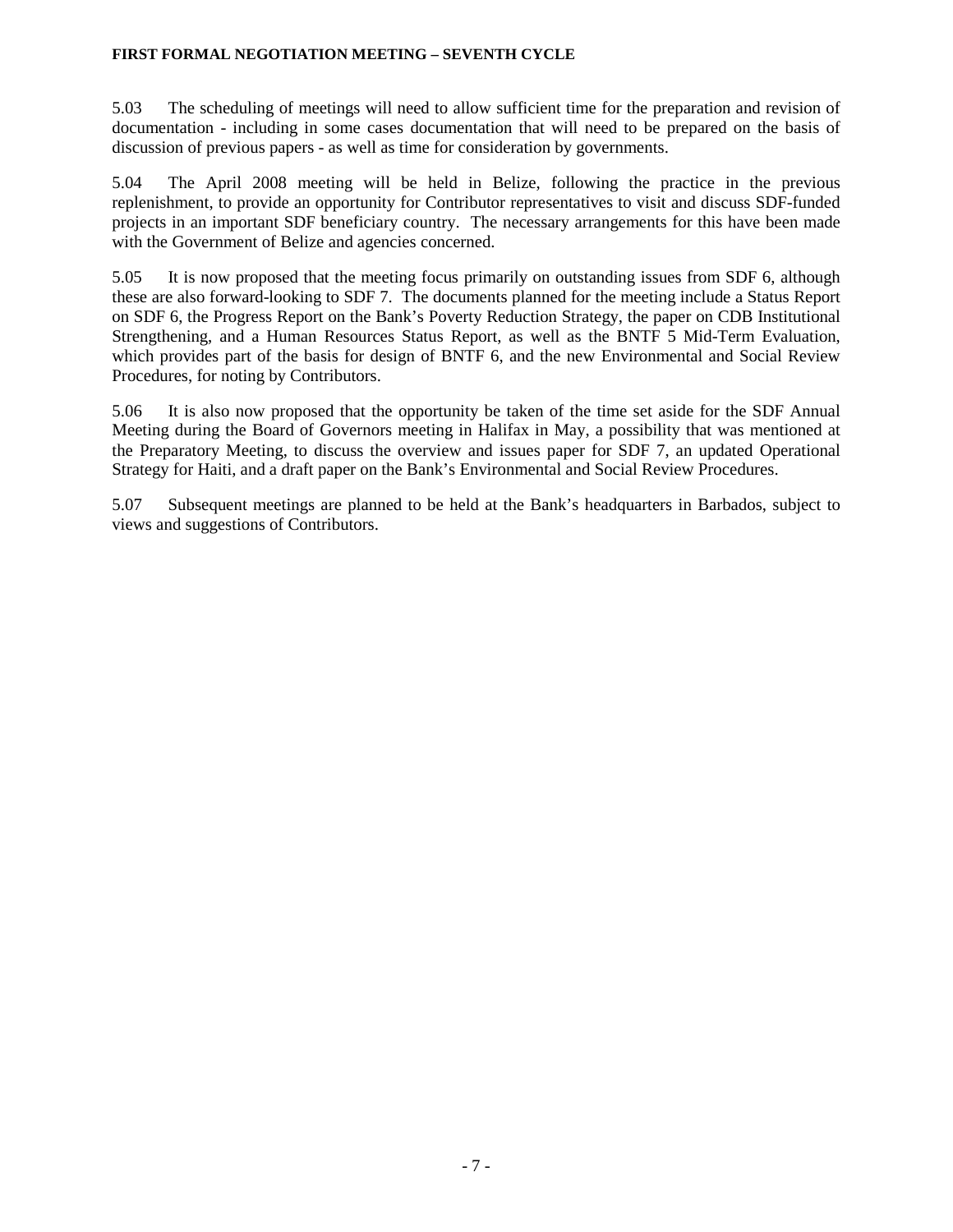5.03 The scheduling of meetings will need to allow sufficient time for the preparation and revision of documentation - including in some cases documentation that will need to be prepared on the basis of discussion of previous papers - as well as time for consideration by governments.

5.04 The April 2008 meeting will be held in Belize, following the practice in the previous replenishment, to provide an opportunity for Contributor representatives to visit and discuss SDF-funded projects in an important SDF beneficiary country. The necessary arrangements for this have been made with the Government of Belize and agencies concerned.

5.05 It is now proposed that the meeting focus primarily on outstanding issues from SDF 6, although these are also forward-looking to SDF 7. The documents planned for the meeting include a Status Report on SDF 6, the Progress Report on the Bank's Poverty Reduction Strategy, the paper on CDB Institutional Strengthening, and a Human Resources Status Report, as well as the BNTF 5 Mid-Term Evaluation, which provides part of the basis for design of BNTF 6, and the new Environmental and Social Review Procedures, for noting by Contributors.

5.06 It is also now proposed that the opportunity be taken of the time set aside for the SDF Annual Meeting during the Board of Governors meeting in Halifax in May, a possibility that was mentioned at the Preparatory Meeting, to discuss the overview and issues paper for SDF 7, an updated Operational Strategy for Haiti, and a draft paper on the Bank's Environmental and Social Review Procedures.

5.07 Subsequent meetings are planned to be held at the Bank's headquarters in Barbados, subject to views and suggestions of Contributors.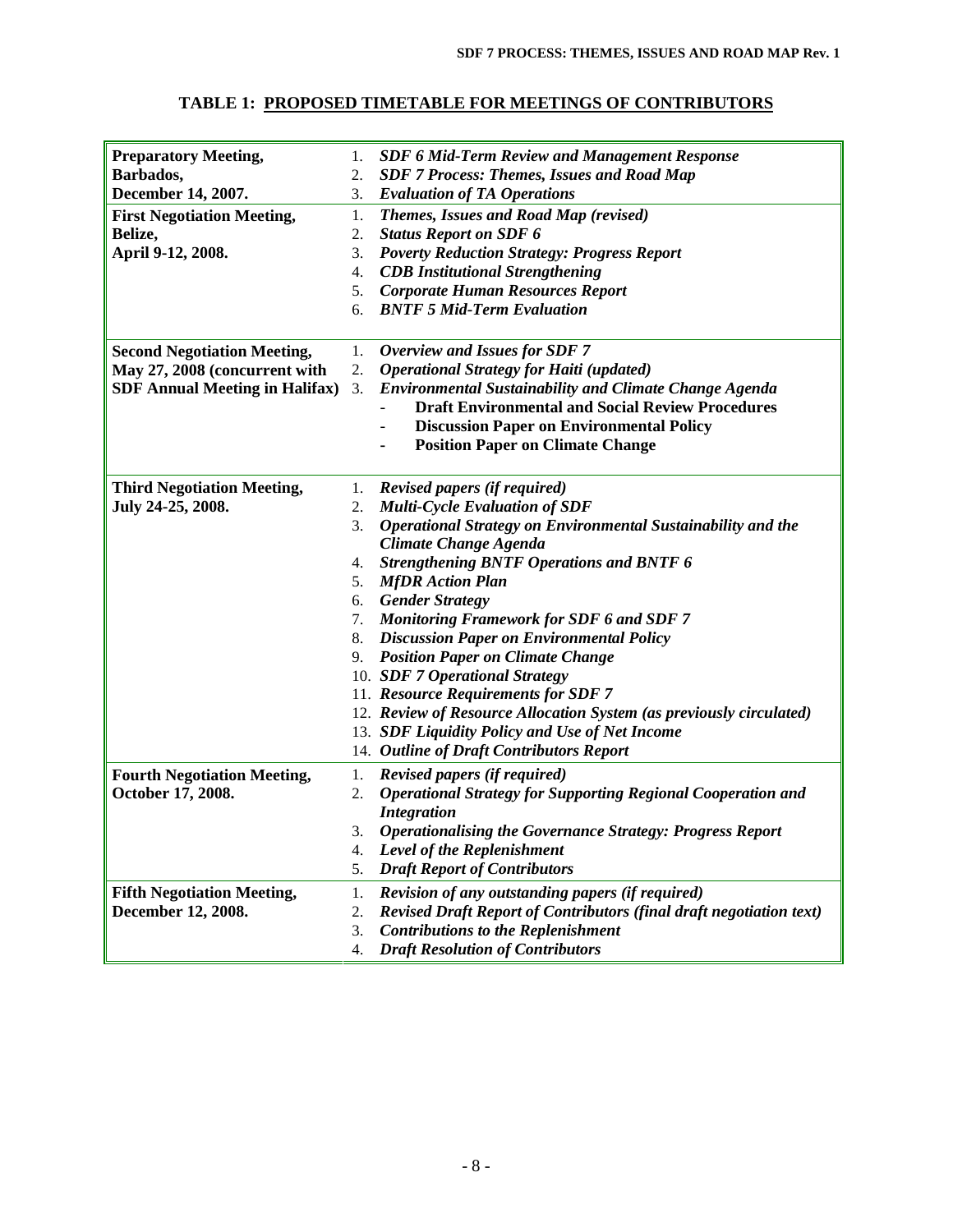## TABLE 1: PROPOSED TIMETABLE FOR MEETINGS OF CONTRIBUTORS

| | |
|---|---|
| **Preparatory Meeting, Barbados, December 14, 2007.** | 1. ***SDF 6 Mid-Term Review and Management Response***<br>2. ***SDF 7 Process: Themes, Issues and Road Map***<br>3. ***Evaluation of TA Operations*** |
| **First Negotiation Meeting, Belize, April 9-12, 2008.** | 1. ***Themes, Issues and Road Map (revised)***<br>2. ***Status Report on SDF 6***<br>3. ***Poverty Reduction Strategy: Progress Report***<br>4. ***CDB Institutional Strengthening***<br>5. ***Corporate Human Resources Report***<br>6. ***BNTF 5 Mid-Term Evaluation*** |
| **Second Negotiation Meeting, May 27, 2008 (concurrent with SDF Annual Meeting in Halifax)** | 1. ***Overview and Issues for SDF 7***<br>2. ***Operational Strategy for Haiti (updated)***<br>3. ***Environmental Sustainability and Climate Change Agenda***<br>- **Draft Environmental and Social Review Procedures**<br>- **Discussion Paper on Environmental Policy**<br>- **Position Paper on Climate Change** |
| **Third Negotiation Meeting, July 24-25, 2008.** | 1. ***Revised papers (if required)***<br>2. ***Multi-Cycle Evaluation of SDF***<br>3. ***Operational Strategy on Environmental Sustainability and the Climate Change Agenda***<br>4. ***Strengthening BNTF Operations and BNTF 6***<br>5. ***MfDR Action Plan***<br>6. ***Gender Strategy***<br>7. ***Monitoring Framework for SDF 6 and SDF 7***<br>8. ***Discussion Paper on Environmental Policy***<br>9. ***Position Paper on Climate Change***<br>10. ***SDF 7 Operational Strategy***<br>11. ***Resource Requirements for SDF 7***<br>12. ***Review of Resource Allocation System (as previously circulated)***<br>13. ***SDF Liquidity Policy and Use of Net Income***<br>14. ***Outline of Draft Contributors Report*** |
| **Fourth Negotiation Meeting, October 17, 2008.** | 1. ***Revised papers (if required)***<br>2. ***Operational Strategy for Supporting Regional Cooperation and Integration***<br>3. ***Operationalising the Governance Strategy: Progress Report***<br>4. ***Level of the Replenishment***<br>5. ***Draft Report of Contributors*** |
| **Fifth Negotiation Meeting, December 12, 2008.** | 1. ***Revision of any outstanding papers (if required)***<br>2. ***Revised Draft Report of Contributors (final draft negotiation text)***<br>3. ***Contributions to the Replenishment***<br>4. ***Draft Resolution of Contributors*** |